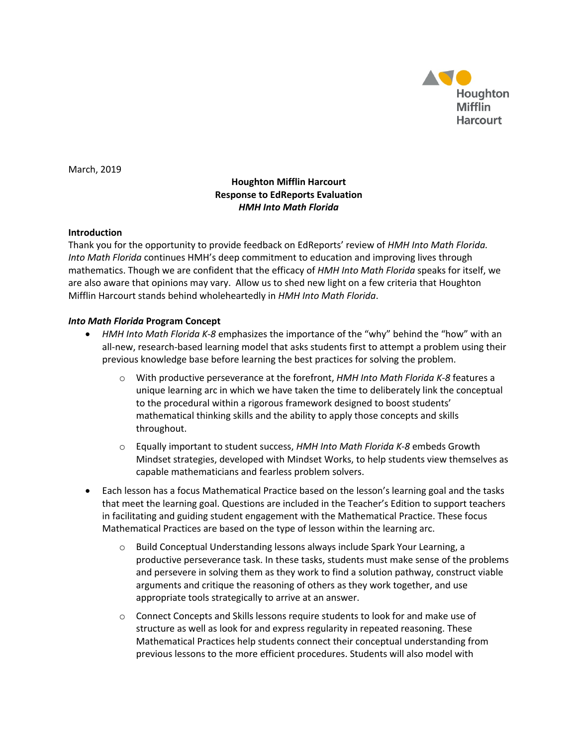March, 2019

**Houghton Mifflin Harcourt**
**Response to EdReports Evaluation**
***HMH Into Math Florida***

**Introduction**

Thank you for the opportunity to provide feedback on EdReports' review of *HMH Into Math Florida. Into Math Florida* continues HMH's deep commitment to education and improving lives through mathematics. Though we are confident that the efficacy of *HMH Into Math Florida* speaks for itself, we are also aware that opinions may vary. Allow us to shed new light on a few criteria that Houghton Mifflin Harcourt stands behind wholeheartedly in *HMH Into Math Florida*.

***Into Math Florida*** **Program Concept**

- *HMH Into Math Florida K-8* emphasizes the importance of the "why" behind the "how" with an all-new, research-based learning model that asks students first to attempt a problem using their previous knowledge base before learning the best practices for solving the problem.
  - With productive perseverance at the forefront, *HMH Into Math Florida K-8* features a unique learning arc in which we have taken the time to deliberately link the conceptual to the procedural within a rigorous framework designed to boost students' mathematical thinking skills and the ability to apply those concepts and skills throughout.
  - Equally important to student success, *HMH Into Math Florida K-8* embeds Growth Mindset strategies, developed with Mindset Works, to help students view themselves as capable mathematicians and fearless problem solvers.
- Each lesson has a focus Mathematical Practice based on the lesson's learning goal and the tasks that meet the learning goal. Questions are included in the Teacher's Edition to support teachers in facilitating and guiding student engagement with the Mathematical Practice. These focus Mathematical Practices are based on the type of lesson within the learning arc.
  - Build Conceptual Understanding lessons always include Spark Your Learning, a productive perseverance task. In these tasks, students must make sense of the problems and persevere in solving them as they work to find a solution pathway, construct viable arguments and critique the reasoning of others as they work together, and use appropriate tools strategically to arrive at an answer.
  - Connect Concepts and Skills lessons require students to look for and make use of structure as well as look for and express regularity in repeated reasoning. These Mathematical Practices help students connect their conceptual understanding from previous lessons to the more efficient procedures. Students will also model with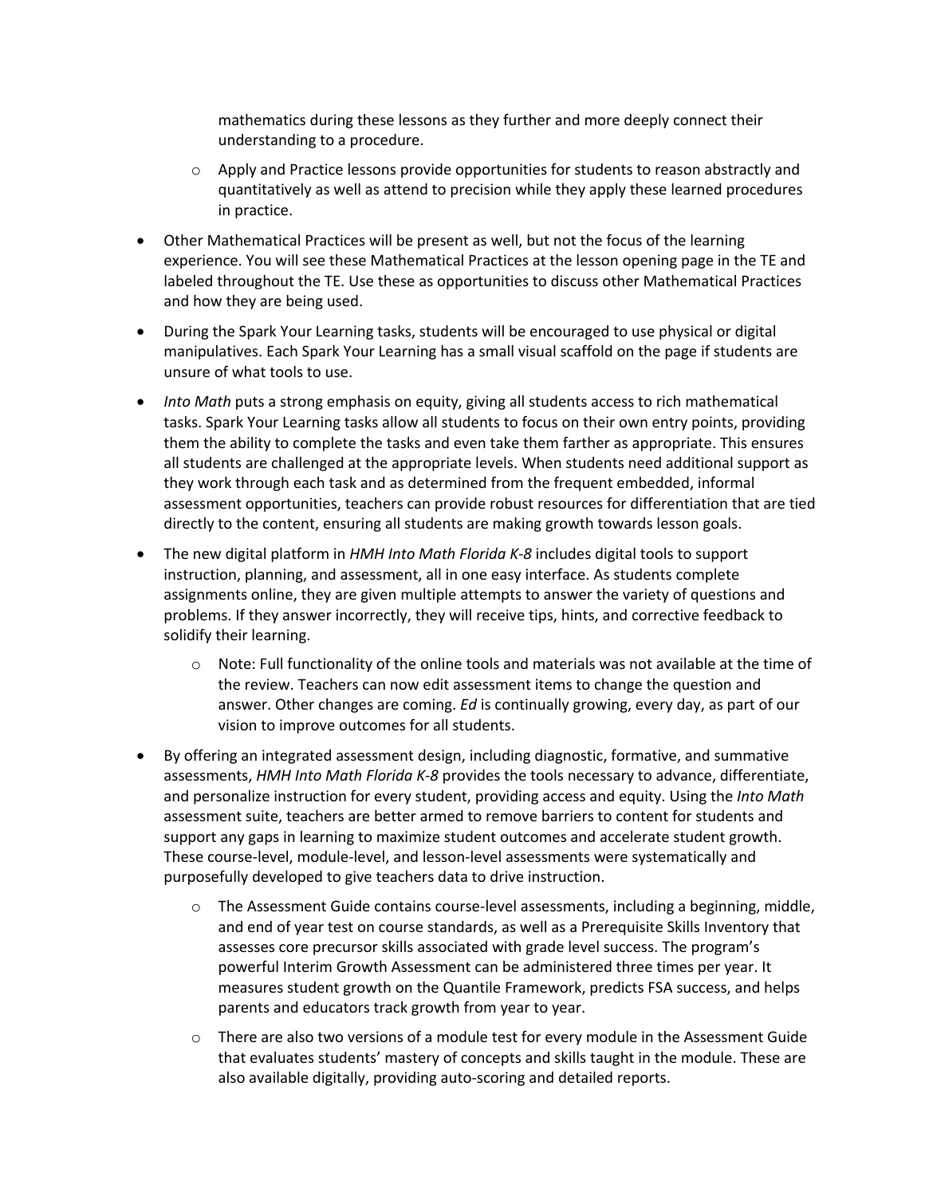mathematics during these lessons as they further and more deeply connect their understanding to a procedure.

  - Apply and Practice lessons provide opportunities for students to reason abstractly and quantitatively as well as attend to precision while they apply these learned procedures in practice.

- Other Mathematical Practices will be present as well, but not the focus of the learning experience. You will see these Mathematical Practices at the lesson opening page in the TE and labeled throughout the TE. Use these as opportunities to discuss other Mathematical Practices and how they are being used.
- During the Spark Your Learning tasks, students will be encouraged to use physical or digital manipulatives. Each Spark Your Learning has a small visual scaffold on the page if students are unsure of what tools to use.
- *Into Math* puts a strong emphasis on equity, giving all students access to rich mathematical tasks. Spark Your Learning tasks allow all students to focus on their own entry points, providing them the ability to complete the tasks and even take them farther as appropriate. This ensures all students are challenged at the appropriate levels. When students need additional support as they work through each task and as determined from the frequent embedded, informal assessment opportunities, teachers can provide robust resources for differentiation that are tied directly to the content, ensuring all students are making growth towards lesson goals.
- The new digital platform in *HMH Into Math Florida K-8* includes digital tools to support instruction, planning, and assessment, all in one easy interface. As students complete assignments online, they are given multiple attempts to answer the variety of questions and problems. If they answer incorrectly, they will receive tips, hints, and corrective feedback to solidify their learning.
  - Note: Full functionality of the online tools and materials was not available at the time of the review. Teachers can now edit assessment items to change the question and answer. Other changes are coming. *Ed* is continually growing, every day, as part of our vision to improve outcomes for all students.
- By offering an integrated assessment design, including diagnostic, formative, and summative assessments, *HMH Into Math Florida K-8* provides the tools necessary to advance, differentiate, and personalize instruction for every student, providing access and equity. Using the *Into Math* assessment suite, teachers are better armed to remove barriers to content for students and support any gaps in learning to maximize student outcomes and accelerate student growth. These course-level, module-level, and lesson-level assessments were systematically and purposefully developed to give teachers data to drive instruction.
  - The Assessment Guide contains course-level assessments, including a beginning, middle, and end of year test on course standards, as well as a Prerequisite Skills Inventory that assesses core precursor skills associated with grade level success. The program's powerful Interim Growth Assessment can be administered three times per year. It measures student growth on the Quantile Framework, predicts FSA success, and helps parents and educators track growth from year to year.
  - There are also two versions of a module test for every module in the Assessment Guide that evaluates students' mastery of concepts and skills taught in the module. These are also available digitally, providing auto-scoring and detailed reports.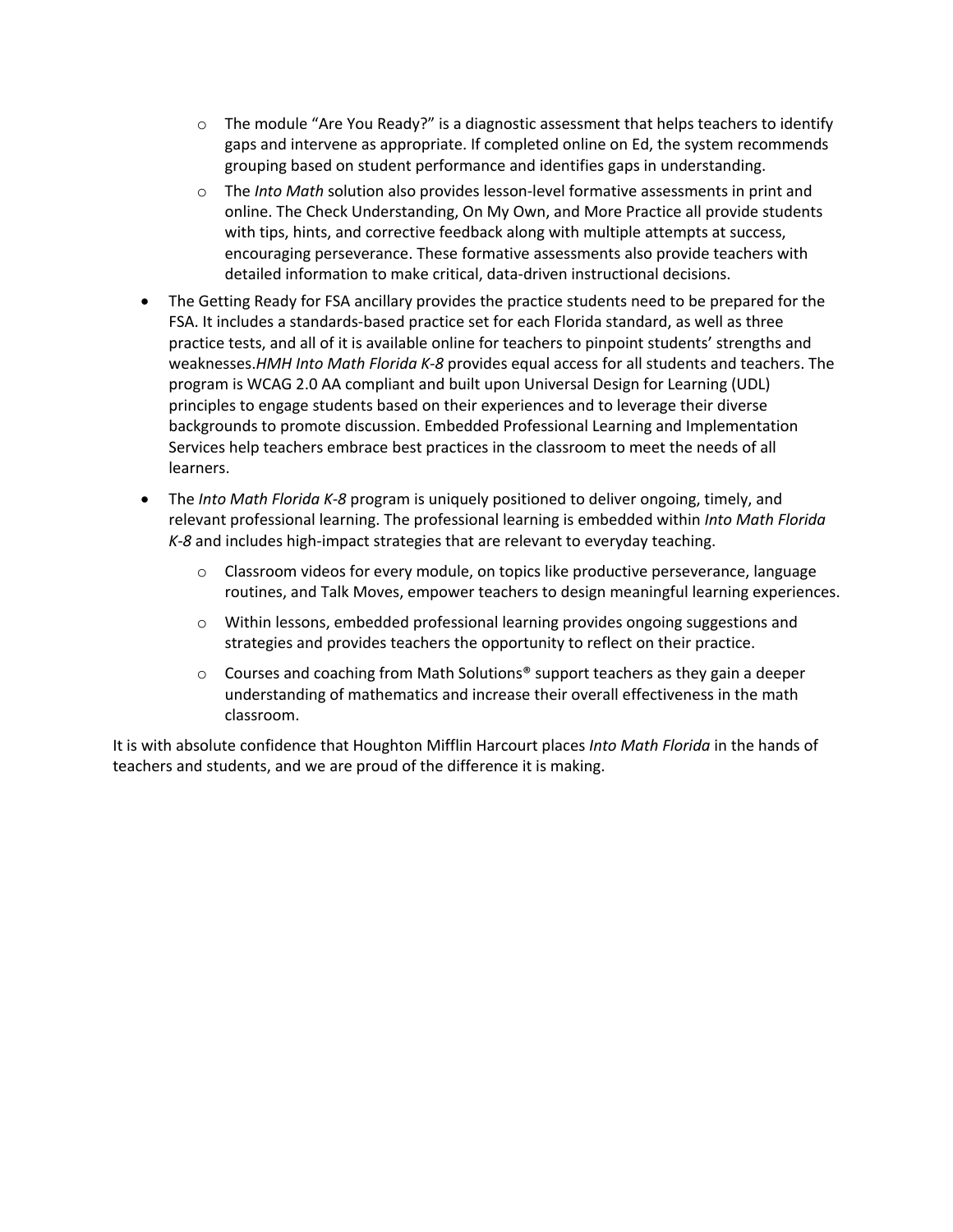- The module "Are You Ready?" is a diagnostic assessment that helps teachers to identify gaps and intervene as appropriate. If completed online on Ed, the system recommends grouping based on student performance and identifies gaps in understanding.
  - The *Into Math* solution also provides lesson-level formative assessments in print and online. The Check Understanding, On My Own, and More Practice all provide students with tips, hints, and corrective feedback along with multiple attempts at success, encouraging perseverance. These formative assessments also provide teachers with detailed information to make critical, data-driven instructional decisions.
- The Getting Ready for FSA ancillary provides the practice students need to be prepared for the FSA. It includes a standards-based practice set for each Florida standard, as well as three practice tests, and all of it is available online for teachers to pinpoint students' strengths and weaknesses.*HMH Into Math Florida K-8* provides equal access for all students and teachers. The program is WCAG 2.0 AA compliant and built upon Universal Design for Learning (UDL) principles to engage students based on their experiences and to leverage their diverse backgrounds to promote discussion. Embedded Professional Learning and Implementation Services help teachers embrace best practices in the classroom to meet the needs of all learners.
- The *Into Math Florida K-8* program is uniquely positioned to deliver ongoing, timely, and relevant professional learning. The professional learning is embedded within *Into Math Florida K-8* and includes high-impact strategies that are relevant to everyday teaching.
  - Classroom videos for every module, on topics like productive perseverance, language routines, and Talk Moves, empower teachers to design meaningful learning experiences.
  - Within lessons, embedded professional learning provides ongoing suggestions and strategies and provides teachers the opportunity to reflect on their practice.
  - Courses and coaching from Math Solutions® support teachers as they gain a deeper understanding of mathematics and increase their overall effectiveness in the math classroom.

It is with absolute confidence that Houghton Mifflin Harcourt places *Into Math Florida* in the hands of teachers and students, and we are proud of the difference it is making.